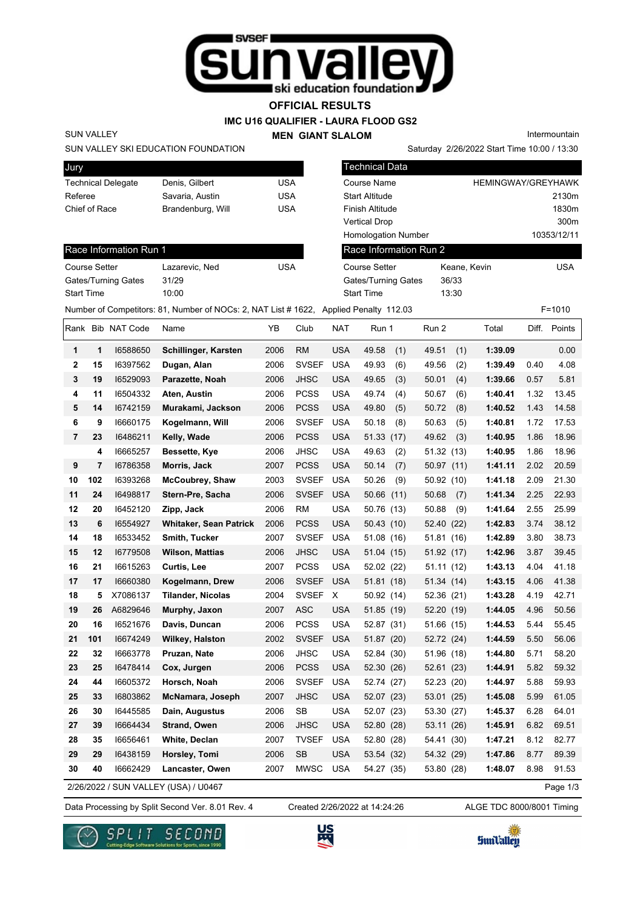# OFFICIAL RESULTS

## IMC U16 QUALIFIER - LAURA FLOOD GS2

### MEN GIANT SLALOM

SUN VALLEY
SUN VALLEY SKI EDUCATION FOUNDATION

Intermountain
Saturday 2/26/2022 Start Time 10:00 / 13:30

| Jury | | |
|---|---|---|
| Technical Delegate | Denis, Gilbert | USA |
| Referee | Savaria, Austin | USA |
| Chief of Race | Brandenburg, Will | USA |

| Technical Data | |
|---|---|
| Course Name | HEMINGWAY/GREYHAWK |
| Start Altitude | 2130m |
| Finish Altitude | 1830m |
| Vertical Drop | 300m |
| Homologation Number | 10353/12/11 |

| Race Information Run 1 | | |
|---|---|---|
| Course Setter | Lazarevic, Ned | USA |
| Gates/Turning Gates | 31/29 | |
| Start Time | 10:00 | |

| Race Information Run 2 | | |
|---|---|---|
| Course Setter | Keane, Kevin | USA |
| Gates/Turning Gates | 36/33 | |
| Start Time | 13:30 | |

Number of Competitors: 81, Number of NOCs: 2, NAT List # 1622, Applied Penalty 112.03 F=1010

| Rank | Bib | NAT Code | Name | YB | Club | NAT | Run 1 | Run 2 | Total | Diff. | Points |
|---|---|---|---|---|---|---|---|---|---|---|---|
| 1 | 1 | I6588650 | **Schillinger, Karsten** | 2006 | RM | USA | 49.58 (1) | 49.51 (1) | **1:39.09** | | 0.00 |
| 2 | 15 | I6397562 | **Dugan, Alan** | 2006 | SVSEF | USA | 49.93 (6) | 49.56 (2) | **1:39.49** | 0.40 | 4.08 |
| 3 | 19 | I6529093 | **Parazette, Noah** | 2006 | JHSC | USA | 49.65 (3) | 50.01 (4) | **1:39.66** | 0.57 | 5.81 |
| 4 | 11 | I6504332 | **Aten, Austin** | 2006 | PCSS | USA | 49.74 (4) | 50.67 (6) | **1:40.41** | 1.32 | 13.45 |
| 5 | 14 | I6742159 | **Murakami, Jackson** | 2006 | PCSS | USA | 49.80 (5) | 50.72 (8) | **1:40.52** | 1.43 | 14.58 |
| 6 | 9 | I6660175 | **Kogelmann, Will** | 2006 | SVSEF | USA | 50.18 (8) | 50.63 (5) | **1:40.81** | 1.72 | 17.53 |
| 7 | 23 | I6486211 | **Kelly, Wade** | 2006 | PCSS | USA | 51.33 (17) | 49.62 (3) | **1:40.95** | 1.86 | 18.96 |
| | 4 | I6665257 | **Bessette, Kye** | 2006 | JHSC | USA | 49.63 (2) | 51.32 (13) | **1:40.95** | 1.86 | 18.96 |
| 9 | 7 | I6786358 | **Morris, Jack** | 2007 | PCSS | USA | 50.14 (7) | 50.97 (11) | **1:41.11** | 2.02 | 20.59 |
| 10 | 102 | I6393268 | **McCoubrey, Shaw** | 2003 | SVSEF | USA | 50.26 (9) | 50.92 (10) | **1:41.18** | 2.09 | 21.30 |
| 11 | 24 | I6498817 | **Stern-Pre, Sacha** | 2006 | SVSEF | USA | 50.66 (11) | 50.68 (7) | **1:41.34** | 2.25 | 22.93 |
| 12 | 20 | I6452120 | **Zipp, Jack** | 2006 | RM | USA | 50.76 (13) | 50.88 (9) | **1:41.64** | 2.55 | 25.99 |
| 13 | 6 | I6554927 | **Whitaker, Sean Patrick** | 2006 | PCSS | USA | 50.43 (10) | 52.40 (22) | **1:42.83** | 3.74 | 38.12 |
| 14 | 18 | I6533452 | **Smith, Tucker** | 2007 | SVSEF | USA | 51.08 (16) | 51.81 (16) | **1:42.89** | 3.80 | 38.73 |
| 15 | 12 | I6779508 | **Wilson, Mattias** | 2006 | JHSC | USA | 51.04 (15) | 51.92 (17) | **1:42.96** | 3.87 | 39.45 |
| 16 | 21 | I6615263 | **Curtis, Lee** | 2007 | PCSS | USA | 52.02 (22) | 51.11 (12) | **1:43.13** | 4.04 | 41.18 |
| 17 | 17 | I6660380 | **Kogelmann, Drew** | 2006 | SVSEF | USA | 51.81 (18) | 51.34 (14) | **1:43.15** | 4.06 | 41.38 |
| 18 | 5 | X7086137 | **Tilander, Nicolas** | 2004 | SVSEF | X | 50.92 (14) | 52.36 (21) | **1:43.28** | 4.19 | 42.71 |
| 19 | 26 | A6829646 | **Murphy, Jaxon** | 2007 | ASC | USA | 51.85 (19) | 52.20 (19) | **1:44.05** | 4.96 | 50.56 |
| 20 | 16 | I6521676 | **Davis, Duncan** | 2006 | PCSS | USA | 52.87 (31) | 51.66 (15) | **1:44.53** | 5.44 | 55.45 |
| 21 | 101 | I6674249 | **Wilkey, Halston** | 2002 | SVSEF | USA | 51.87 (20) | 52.72 (24) | **1:44.59** | 5.50 | 56.06 |
| 22 | 32 | I6663778 | **Pruzan, Nate** | 2006 | JHSC | USA | 52.84 (30) | 51.96 (18) | **1:44.80** | 5.71 | 58.20 |
| 23 | 25 | I6478414 | **Cox, Jurgen** | 2006 | PCSS | USA | 52.30 (26) | 52.61 (23) | **1:44.91** | 5.82 | 59.32 |
| 24 | 44 | I6605372 | **Horsch, Noah** | 2006 | SVSEF | USA | 52.74 (27) | 52.23 (20) | **1:44.97** | 5.88 | 59.93 |
| 25 | 33 | I6803862 | **McNamara, Joseph** | 2007 | JHSC | USA | 52.07 (23) | 53.01 (25) | **1:45.08** | 5.99 | 61.05 |
| 26 | 30 | I6445585 | **Dain, Augustus** | 2006 | SB | USA | 52.07 (23) | 53.30 (27) | **1:45.37** | 6.28 | 64.01 |
| 27 | 39 | I6664434 | **Strand, Owen** | 2006 | JHSC | USA | 52.80 (28) | 53.11 (26) | **1:45.91** | 6.82 | 69.51 |
| 28 | 35 | I6656461 | **White, Declan** | 2007 | TVSEF | USA | 52.80 (28) | 54.41 (30) | **1:47.21** | 8.12 | 82.77 |
| 29 | 29 | I6438159 | **Horsley, Tomi** | 2006 | SB | USA | 53.54 (32) | 54.32 (29) | **1:47.86** | 8.77 | 89.39 |
| 30 | 40 | I6662429 | **Lancaster, Owen** | 2007 | MWSC | USA | 54.27 (35) | 53.80 (28) | **1:48.07** | 8.98 | 91.53 |

2/26/2022 / SUN VALLEY (USA) / U0467

Data Processing by Split Second Ver. 8.01 Rev. 4 Created 2/26/2022 at 14:24:26 ALGE TDC 8000/8001 Timing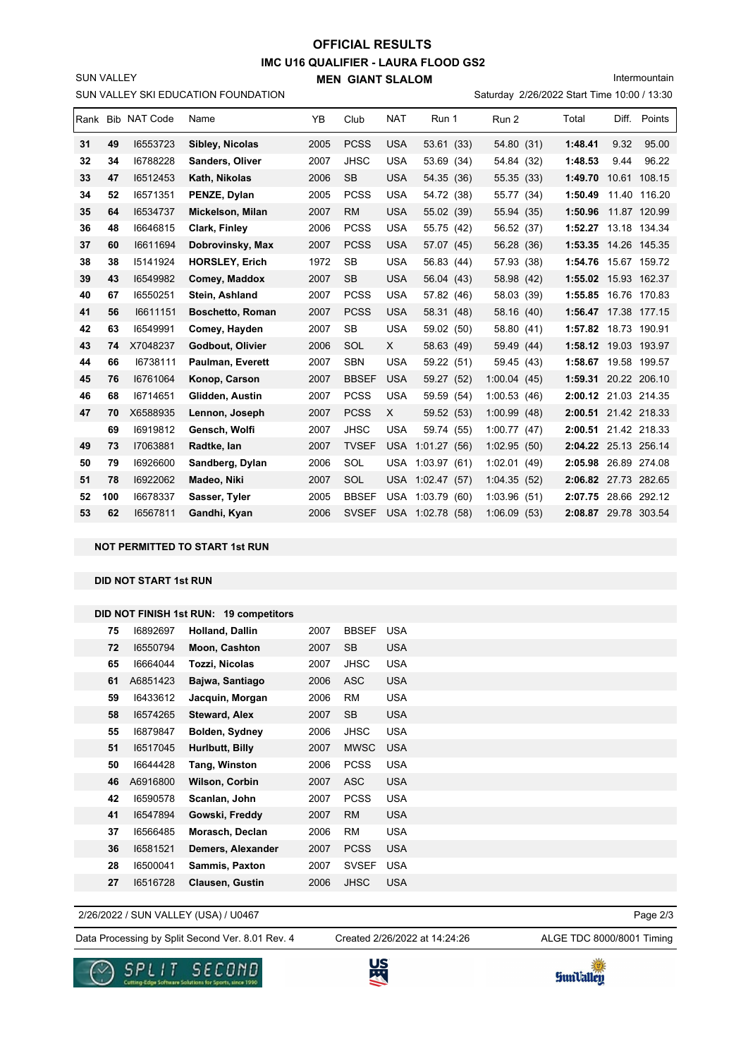# OFFICIAL RESULTS

## IMC U16 QUALIFIER - LAURA FLOOD GS2

### MEN GIANT SLALOM

SUN VALLEY

SUN VALLEY SKI EDUCATION FOUNDATION

Intermountain

Saturday 2/26/2022 Start Time 10:00 / 13:30

| Rank | Bib | NAT Code | Name | YB | Club | NAT | Run 1 | Run 2 | Total | Diff. | Points |
|---|---|---|---|---|---|---|---|---|---|---|---|
| 31 | 49 | I6553723 | Sibley, Nicolas | 2005 | PCSS | USA | 53.61 (33) | 54.80 (31) | 1:48.41 | 9.32 | 95.00 |
| 32 | 34 | I6788228 | Sanders, Oliver | 2007 | JHSC | USA | 53.69 (34) | 54.84 (32) | 1:48.53 | 9.44 | 96.22 |
| 33 | 47 | I6512453 | Kath, Nikolas | 2006 | SB | USA | 54.35 (36) | 55.35 (33) | 1:49.70 | 10.61 | 108.15 |
| 34 | 52 | I6571351 | PENZE, Dylan | 2005 | PCSS | USA | 54.72 (38) | 55.77 (34) | 1:50.49 | 11.40 | 116.20 |
| 35 | 64 | I6534737 | Mickelson, Milan | 2007 | RM | USA | 55.02 (39) | 55.94 (35) | 1:50.96 | 11.87 | 120.99 |
| 36 | 48 | I6646815 | Clark, Finley | 2006 | PCSS | USA | 55.75 (42) | 56.52 (37) | 1:52.27 | 13.18 | 134.34 |
| 37 | 60 | I6611694 | Dobrovinsky, Max | 2007 | PCSS | USA | 57.07 (45) | 56.28 (36) | 1:53.35 | 14.26 | 145.35 |
| 38 | 38 | I5141924 | HORSLEY, Erich | 1972 | SB | USA | 56.83 (44) | 57.93 (38) | 1:54.76 | 15.67 | 159.72 |
| 39 | 43 | I6549982 | Comey, Maddox | 2007 | SB | USA | 56.04 (43) | 58.98 (42) | 1:55.02 | 15.93 | 162.37 |
| 40 | 67 | I6550251 | Stein, Ashland | 2007 | PCSS | USA | 57.82 (46) | 58.03 (39) | 1:55.85 | 16.76 | 170.83 |
| 41 | 56 | I6611151 | Boschetto, Roman | 2007 | PCSS | USA | 58.31 (48) | 58.16 (40) | 1:56.47 | 17.38 | 177.15 |
| 42 | 63 | I6549991 | Comey, Hayden | 2007 | SB | USA | 59.02 (50) | 58.80 (41) | 1:57.82 | 18.73 | 190.91 |
| 43 | 74 | X7048237 | Godbout, Olivier | 2006 | SOL | X | 58.63 (49) | 59.49 (44) | 1:58.12 | 19.03 | 193.97 |
| 44 | 66 | I6738111 | Paulman, Everett | 2007 | SBN | USA | 59.22 (51) | 59.45 (43) | 1:58.67 | 19.58 | 199.57 |
| 45 | 76 | I6761064 | Konop, Carson | 2007 | BBSEF | USA | 59.27 (52) | 1:00.04 (45) | 1:59.31 | 20.22 | 206.10 |
| 46 | 68 | I6714651 | Glidden, Austin | 2007 | PCSS | USA | 59.59 (54) | 1:00.53 (46) | 2:00.12 | 21.03 | 214.35 |
| 47 | 70 | X6588935 | Lennon, Joseph | 2007 | PCSS | X | 59.52 (53) | 1:00.99 (48) | 2:00.51 | 21.42 | 218.33 |
| | 69 | I6919812 | Gensch, Wolfi | 2007 | JHSC | USA | 59.74 (55) | 1:00.77 (47) | 2:00.51 | 21.42 | 218.33 |
| 49 | 73 | I7063881 | Radtke, Ian | 2007 | TVSEF | USA | 1:01.27 (56) | 1:02.95 (50) | 2:04.22 | 25.13 | 256.14 |
| 50 | 79 | I6926600 | Sandberg, Dylan | 2006 | SOL | USA | 1:03.97 (61) | 1:02.01 (49) | 2:05.98 | 26.89 | 274.08 |
| 51 | 78 | I6922062 | Madeo, Niki | 2007 | SOL | USA | 1:02.47 (57) | 1:04.35 (52) | 2:06.82 | 27.73 | 282.65 |
| 52 | 100 | I6678337 | Sasser, Tyler | 2005 | BBSEF | USA | 1:03.79 (60) | 1:03.96 (51) | 2:07.75 | 28.66 | 292.12 |
| 53 | 62 | I6567811 | Gandhi, Kyan | 2006 | SVSEF | USA | 1:02.78 (58) | 1:06.09 (53) | 2:08.87 | 29.78 | 303.54 |

**NOT PERMITTED TO START 1st RUN**

**DID NOT START 1st RUN**

**DID NOT FINISH 1st RUN: 19 competitors**

| Bib | NAT Code | Name | YB | Club | NAT |
|---|---|---|---|---|---|
| 75 | I6892697 | Holland, Dallin | 2007 | BBSEF | USA |
| 72 | I6550794 | Moon, Cashton | 2007 | SB | USA |
| 65 | I6664044 | Tozzi, Nicolas | 2007 | JHSC | USA |
| 61 | A6851423 | Bajwa, Santiago | 2006 | ASC | USA |
| 59 | I6433612 | Jacquin, Morgan | 2006 | RM | USA |
| 58 | I6574265 | Steward, Alex | 2007 | SB | USA |
| 55 | I6879847 | Bolden, Sydney | 2006 | JHSC | USA |
| 51 | I6517045 | Hurlbutt, Billy | 2007 | MWSC | USA |
| 50 | I6644428 | Tang, Winston | 2006 | PCSS | USA |
| 46 | A6916800 | Wilson, Corbin | 2007 | ASC | USA |
| 42 | I6590578 | Scanlan, John | 2007 | PCSS | USA |
| 41 | I6547894 | Gowski, Freddy | 2007 | RM | USA |
| 37 | I6566485 | Morasch, Declan | 2006 | RM | USA |
| 36 | I6581521 | Demers, Alexander | 2007 | PCSS | USA |
| 28 | I6500041 | Sammis, Paxton | 2007 | SVSEF | USA |
| 27 | I6516728 | Clausen, Gustin | 2006 | JHSC | USA |

2/26/2022 / SUN VALLEY (USA) / U0467

Data Processing by Split Second Ver. 8.01 Rev. 4 — Created 2/26/2022 at 14:24:26 — ALGE TDC 8000/8001 Timing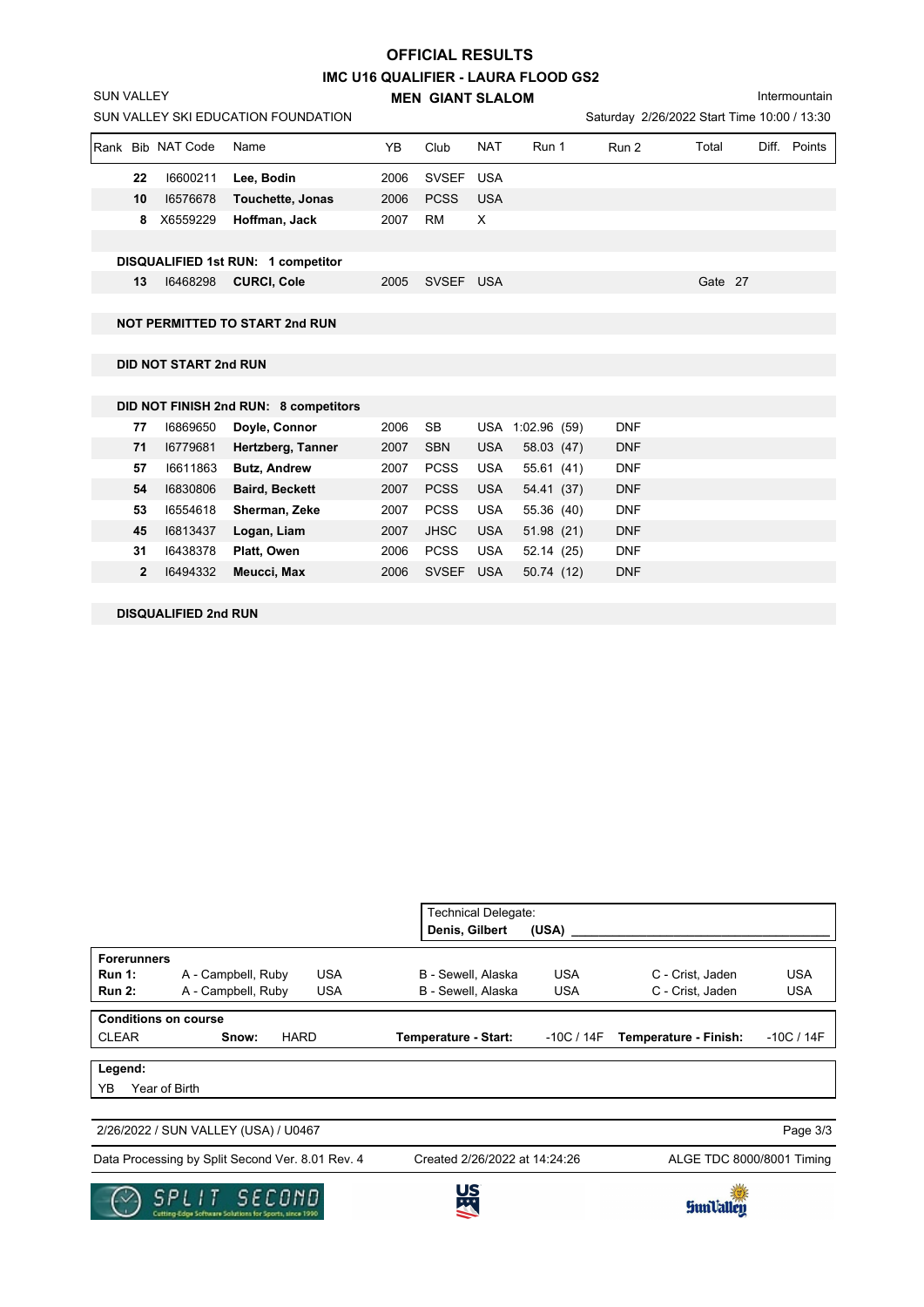# OFFICIAL RESULTS

## IMC U16 QUALIFIER - LAURA FLOOD GS2

### MEN GIANT SLALOM

SUN VALLEY | Intermountain

SUN VALLEY SKI EDUCATION FOUNDATION | Saturday 2/26/2022 Start Time 10:00 / 13:30

| Rank | Bib | NAT Code | Name | YB | Club | NAT | Run 1 | Run 2 | Total | Diff. | Points |
|---|---|---|---|---|---|---|---|---|---|---|---|
| | 22 | I6600211 | **Lee, Bodin** | 2006 | SVSEF | USA | | | | | |
| | 10 | I6576678 | **Touchette, Jonas** | 2006 | PCSS | USA | | | | | |
| | 8 | X6559229 | **Hoffman, Jack** | 2007 | RM | X | | | | | |
| | | | | | | | | | | | |
| | **DISQUALIFIED 1st RUN: 1 competitor** | | | | | | | | | | |
| | 13 | I6468298 | **CURCI, Cole** | 2005 | SVSEF | USA | | | Gate 27 | | |
| | **NOT PERMITTED TO START 2nd RUN** | | | | | | | | | | |
| | **DID NOT START 2nd RUN** | | | | | | | | | | |
| | **DID NOT FINISH 2nd RUN: 8 competitors** | | | | | | | | | | |
| | 77 | I6869650 | **Doyle, Connor** | 2006 | SB | USA | 1:02.96 (59) | DNF | | | |
| | 71 | I6779681 | **Hertzberg, Tanner** | 2007 | SBN | USA | 58.03 (47) | DNF | | | |
| | 57 | I6611863 | **Butz, Andrew** | 2007 | PCSS | USA | 55.61 (41) | DNF | | | |
| | 54 | I6830806 | **Baird, Beckett** | 2007 | PCSS | USA | 54.41 (37) | DNF | | | |
| | 53 | I6554618 | **Sherman, Zeke** | 2007 | PCSS | USA | 55.36 (40) | DNF | | | |
| | 45 | I6813437 | **Logan, Liam** | 2007 | JHSC | USA | 51.98 (21) | DNF | | | |
| | 31 | I6438378 | **Platt, Owen** | 2006 | PCSS | USA | 52.14 (25) | DNF | | | |
| | 2 | I6494332 | **Meucci, Max** | 2006 | SVSEF | USA | 50.74 (12) | DNF | | | |
| | **DISQUALIFIED 2nd RUN** | | | | | | | | | | |

Technical Delegate: **Denis, Gilbert (USA)**

**Forerunners**

| | | | | | | |
|---|---|---|---|---|---|---|
| **Run 1:** | A - Campbell, Ruby | USA | B - Sewell, Alaska | USA | C - Crist, Jaden | USA |
| **Run 2:** | A - Campbell, Ruby | USA | B - Sewell, Alaska | USA | C - Crist, Jaden | USA |

**Conditions on course**

CLEAR | **Snow:** HARD | **Temperature - Start:** -10C / 14F | **Temperature - Finish:** -10C / 14F

**Legend:**

YB Year of Birth

2/26/2022 / SUN VALLEY (USA) / U0467

Data Processing by Split Second Ver. 8.01 Rev. 4 | Created 2/26/2022 at 14:24:26 | ALGE TDC 8000/8001 Timing